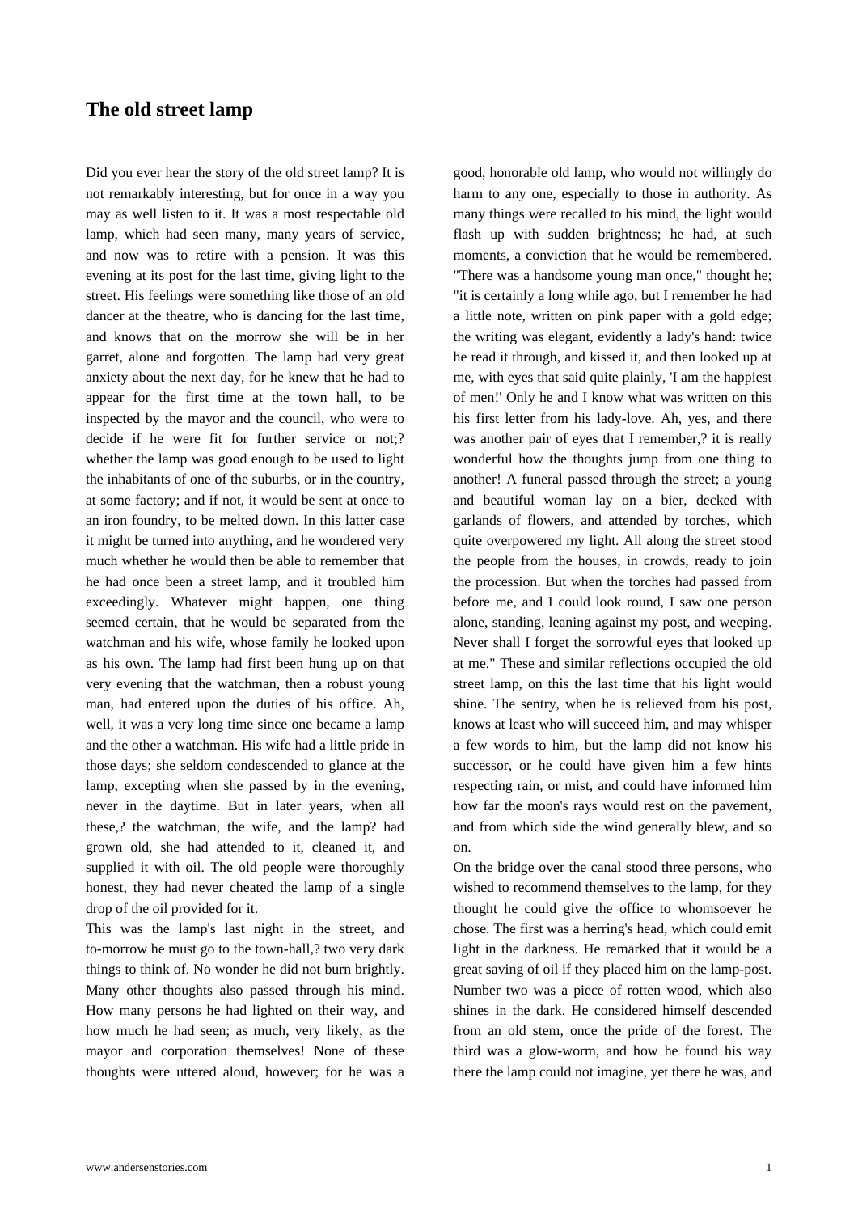# The old street lamp

Did you ever hear the story of the old street lamp? It is not remarkably interesting, but for once in a way you may as well listen to it. It was a most respectable old lamp, which had seen many, many years of service, and now was to retire with a pension. It was this evening at its post for the last time, giving light to the street. His feelings were something like those of an old dancer at the theatre, who is dancing for the last time, and knows that on the morrow she will be in her garret, alone and forgotten. The lamp had very great anxiety about the next day, for he knew that he had to appear for the first time at the town hall, to be inspected by the mayor and the council, who were to decide if he were fit for further service or not;? whether the lamp was good enough to be used to light the inhabitants of one of the suburbs, or in the country, at some factory; and if not, it would be sent at once to an iron foundry, to be melted down. In this latter case it might be turned into anything, and he wondered very much whether he would then be able to remember that he had once been a street lamp, and it troubled him exceedingly. Whatever might happen, one thing seemed certain, that he would be separated from the watchman and his wife, whose family he looked upon as his own. The lamp had first been hung up on that very evening that the watchman, then a robust young man, had entered upon the duties of his office. Ah, well, it was a very long time since one became a lamp and the other a watchman. His wife had a little pride in those days; she seldom condescended to glance at the lamp, excepting when she passed by in the evening, never in the daytime. But in later years, when all these,? the watchman, the wife, and the lamp? had grown old, she had attended to it, cleaned it, and supplied it with oil. The old people were thoroughly honest, they had never cheated the lamp of a single drop of the oil provided for it.

This was the lamp's last night in the street, and to-morrow he must go to the town-hall,? two very dark things to think of. No wonder he did not burn brightly. Many other thoughts also passed through his mind. How many persons he had lighted on their way, and how much he had seen; as much, very likely, as the mayor and corporation themselves! None of these thoughts were uttered aloud, however; for he was a good, honorable old lamp, who would not willingly do harm to any one, especially to those in authority. As many things were recalled to his mind, the light would flash up with sudden brightness; he had, at such moments, a conviction that he would be remembered. "There was a handsome young man once," thought he; "it is certainly a long while ago, but I remember he had a little note, written on pink paper with a gold edge; the writing was elegant, evidently a lady's hand: twice he read it through, and kissed it, and then looked up at me, with eyes that said quite plainly, 'I am the happiest of men!' Only he and I know what was written on this his first letter from his lady-love. Ah, yes, and there was another pair of eyes that I remember,? it is really wonderful how the thoughts jump from one thing to another! A funeral passed through the street; a young and beautiful woman lay on a bier, decked with garlands of flowers, and attended by torches, which quite overpowered my light. All along the street stood the people from the houses, in crowds, ready to join the procession. But when the torches had passed from before me, and I could look round, I saw one person alone, standing, leaning against my post, and weeping. Never shall I forget the sorrowful eyes that looked up at me." These and similar reflections occupied the old street lamp, on this the last time that his light would shine. The sentry, when he is relieved from his post, knows at least who will succeed him, and may whisper a few words to him, but the lamp did not know his successor, or he could have given him a few hints respecting rain, or mist, and could have informed him how far the moon's rays would rest on the pavement, and from which side the wind generally blew, and so on.

On the bridge over the canal stood three persons, who wished to recommend themselves to the lamp, for they thought he could give the office to whomsoever he chose. The first was a herring's head, which could emit light in the darkness. He remarked that it would be a great saving of oil if they placed him on the lamp-post. Number two was a piece of rotten wood, which also shines in the dark. He considered himself descended from an old stem, once the pride of the forest. The third was a glow-worm, and how he found his way there the lamp could not imagine, yet there he was, and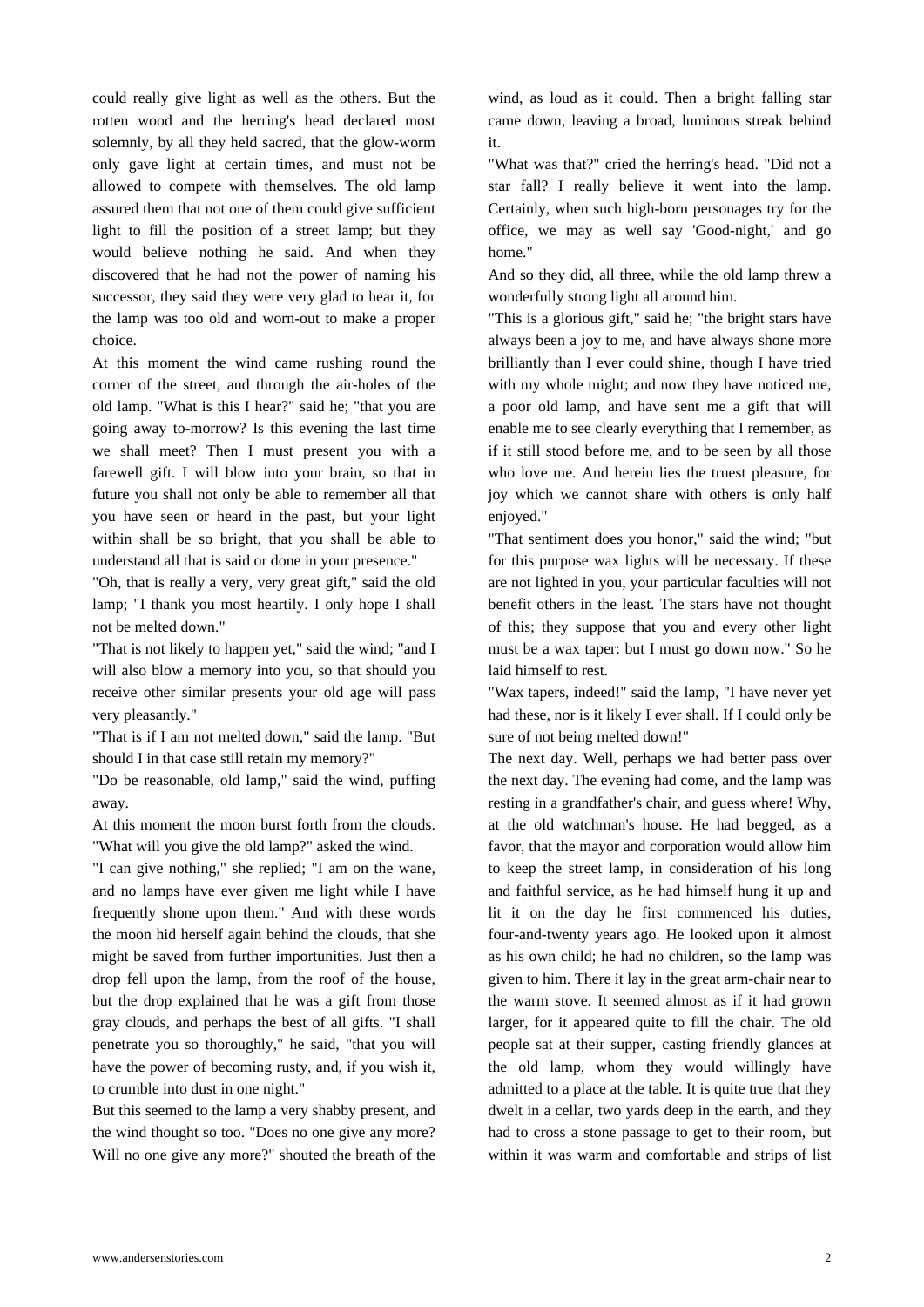could really give light as well as the others. But the rotten wood and the herring's head declared most solemnly, by all they held sacred, that the glow-worm only gave light at certain times, and must not be allowed to compete with themselves. The old lamp assured them that not one of them could give sufficient light to fill the position of a street lamp; but they would believe nothing he said. And when they discovered that he had not the power of naming his successor, they said they were very glad to hear it, for the lamp was too old and worn-out to make a proper choice.

At this moment the wind came rushing round the corner of the street, and through the air-holes of the old lamp. "What is this I hear?" said he; "that you are going away to-morrow? Is this evening the last time we shall meet? Then I must present you with a farewell gift. I will blow into your brain, so that in future you shall not only be able to remember all that you have seen or heard in the past, but your light within shall be so bright, that you shall be able to understand all that is said or done in your presence."

"Oh, that is really a very, very great gift," said the old lamp; "I thank you most heartily. I only hope I shall not be melted down."

"That is not likely to happen yet," said the wind; "and I will also blow a memory into you, so that should you receive other similar presents your old age will pass very pleasantly."

"That is if I am not melted down," said the lamp. "But should I in that case still retain my memory?"

"Do be reasonable, old lamp," said the wind, puffing away.

At this moment the moon burst forth from the clouds. "What will you give the old lamp?" asked the wind.

"I can give nothing," she replied; "I am on the wane, and no lamps have ever given me light while I have frequently shone upon them." And with these words the moon hid herself again behind the clouds, that she might be saved from further importunities. Just then a drop fell upon the lamp, from the roof of the house, but the drop explained that he was a gift from those gray clouds, and perhaps the best of all gifts. "I shall penetrate you so thoroughly," he said, "that you will have the power of becoming rusty, and, if you wish it, to crumble into dust in one night."

But this seemed to the lamp a very shabby present, and the wind thought so too. "Does no one give any more? Will no one give any more?" shouted the breath of the wind, as loud as it could. Then a bright falling star came down, leaving a broad, luminous streak behind it.

"What was that?" cried the herring's head. "Did not a star fall? I really believe it went into the lamp. Certainly, when such high-born personages try for the office, we may as well say 'Good-night,' and go home."

And so they did, all three, while the old lamp threw a wonderfully strong light all around him.

"This is a glorious gift," said he; "the bright stars have always been a joy to me, and have always shone more brilliantly than I ever could shine, though I have tried with my whole might; and now they have noticed me, a poor old lamp, and have sent me a gift that will enable me to see clearly everything that I remember, as if it still stood before me, and to be seen by all those who love me. And herein lies the truest pleasure, for joy which we cannot share with others is only half enjoyed."

"That sentiment does you honor," said the wind; "but for this purpose wax lights will be necessary. If these are not lighted in you, your particular faculties will not benefit others in the least. The stars have not thought of this; they suppose that you and every other light must be a wax taper: but I must go down now." So he laid himself to rest.

"Wax tapers, indeed!" said the lamp, "I have never yet had these, nor is it likely I ever shall. If I could only be sure of not being melted down!"

The next day. Well, perhaps we had better pass over the next day. The evening had come, and the lamp was resting in a grandfather's chair, and guess where! Why, at the old watchman's house. He had begged, as a favor, that the mayor and corporation would allow him to keep the street lamp, in consideration of his long and faithful service, as he had himself hung it up and lit it on the day he first commenced his duties, four-and-twenty years ago. He looked upon it almost as his own child; he had no children, so the lamp was given to him. There it lay in the great arm-chair near to the warm stove. It seemed almost as if it had grown larger, for it appeared quite to fill the chair. The old people sat at their supper, casting friendly glances at the old lamp, whom they would willingly have admitted to a place at the table. It is quite true that they dwelt in a cellar, two yards deep in the earth, and they had to cross a stone passage to get to their room, but within it was warm and comfortable and strips of list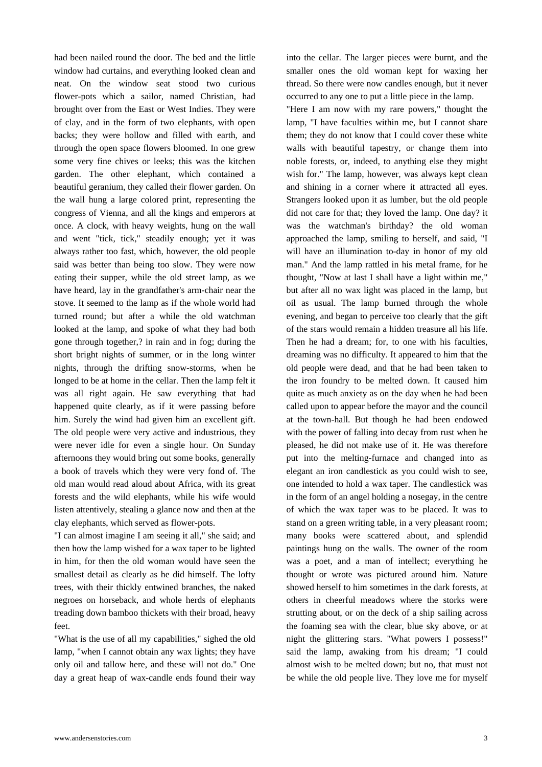had been nailed round the door. The bed and the little window had curtains, and everything looked clean and neat. On the window seat stood two curious flower-pots which a sailor, named Christian, had brought over from the East or West Indies. They were of clay, and in the form of two elephants, with open backs; they were hollow and filled with earth, and through the open space flowers bloomed. In one grew some very fine chives or leeks; this was the kitchen garden. The other elephant, which contained a beautiful geranium, they called their flower garden. On the wall hung a large colored print, representing the congress of Vienna, and all the kings and emperors at once. A clock, with heavy weights, hung on the wall and went "tick, tick," steadily enough; yet it was always rather too fast, which, however, the old people said was better than being too slow. They were now eating their supper, while the old street lamp, as we have heard, lay in the grandfather's arm-chair near the stove. It seemed to the lamp as if the whole world had turned round; but after a while the old watchman looked at the lamp, and spoke of what they had both gone through together,? in rain and in fog; during the short bright nights of summer, or in the long winter nights, through the drifting snow-storms, when he longed to be at home in the cellar. Then the lamp felt it was all right again. He saw everything that had happened quite clearly, as if it were passing before him. Surely the wind had given him an excellent gift. The old people were very active and industrious, they were never idle for even a single hour. On Sunday afternoons they would bring out some books, generally a book of travels which they were very fond of. The old man would read aloud about Africa, with its great forests and the wild elephants, while his wife would listen attentively, stealing a glance now and then at the clay elephants, which served as flower-pots.

"I can almost imagine I am seeing it all," she said; and then how the lamp wished for a wax taper to be lighted in him, for then the old woman would have seen the smallest detail as clearly as he did himself. The lofty trees, with their thickly entwined branches, the naked negroes on horseback, and whole herds of elephants treading down bamboo thickets with their broad, heavy feet.

"What is the use of all my capabilities," sighed the old lamp, "when I cannot obtain any wax lights; they have only oil and tallow here, and these will not do." One day a great heap of wax-candle ends found their way into the cellar. The larger pieces were burnt, and the smaller ones the old woman kept for waxing her thread. So there were now candles enough, but it never occurred to any one to put a little piece in the lamp.

"Here I am now with my rare powers," thought the lamp, "I have faculties within me, but I cannot share them; they do not know that I could cover these white walls with beautiful tapestry, or change them into noble forests, or, indeed, to anything else they might wish for." The lamp, however, was always kept clean and shining in a corner where it attracted all eyes. Strangers looked upon it as lumber, but the old people did not care for that; they loved the lamp. One day? it was the watchman's birthday? the old woman approached the lamp, smiling to herself, and said, "I will have an illumination to-day in honor of my old man." And the lamp rattled in his metal frame, for he thought, "Now at last I shall have a light within me," but after all no wax light was placed in the lamp, but oil as usual. The lamp burned through the whole evening, and began to perceive too clearly that the gift of the stars would remain a hidden treasure all his life. Then he had a dream; for, to one with his faculties, dreaming was no difficulty. It appeared to him that the old people were dead, and that he had been taken to the iron foundry to be melted down. It caused him quite as much anxiety as on the day when he had been called upon to appear before the mayor and the council at the town-hall. But though he had been endowed with the power of falling into decay from rust when he pleased, he did not make use of it. He was therefore put into the melting-furnace and changed into as elegant an iron candlestick as you could wish to see, one intended to hold a wax taper. The candlestick was in the form of an angel holding a nosegay, in the centre of which the wax taper was to be placed. It was to stand on a green writing table, in a very pleasant room; many books were scattered about, and splendid paintings hung on the walls. The owner of the room was a poet, and a man of intellect; everything he thought or wrote was pictured around him. Nature showed herself to him sometimes in the dark forests, at others in cheerful meadows where the storks were strutting about, or on the deck of a ship sailing across the foaming sea with the clear, blue sky above, or at night the glittering stars. "What powers I possess!" said the lamp, awaking from his dream; "I could almost wish to be melted down; but no, that must not be while the old people live. They love me for myself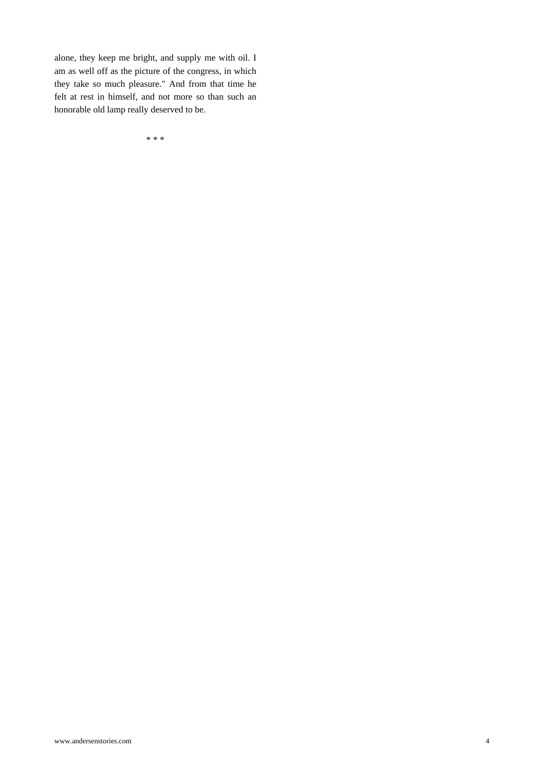alone, they keep me bright, and supply me with oil. I am as well off as the picture of the congress, in which they take so much pleasure." And from that time he felt at rest in himself, and not more so than such an honorable old lamp really deserved to be.

* * *